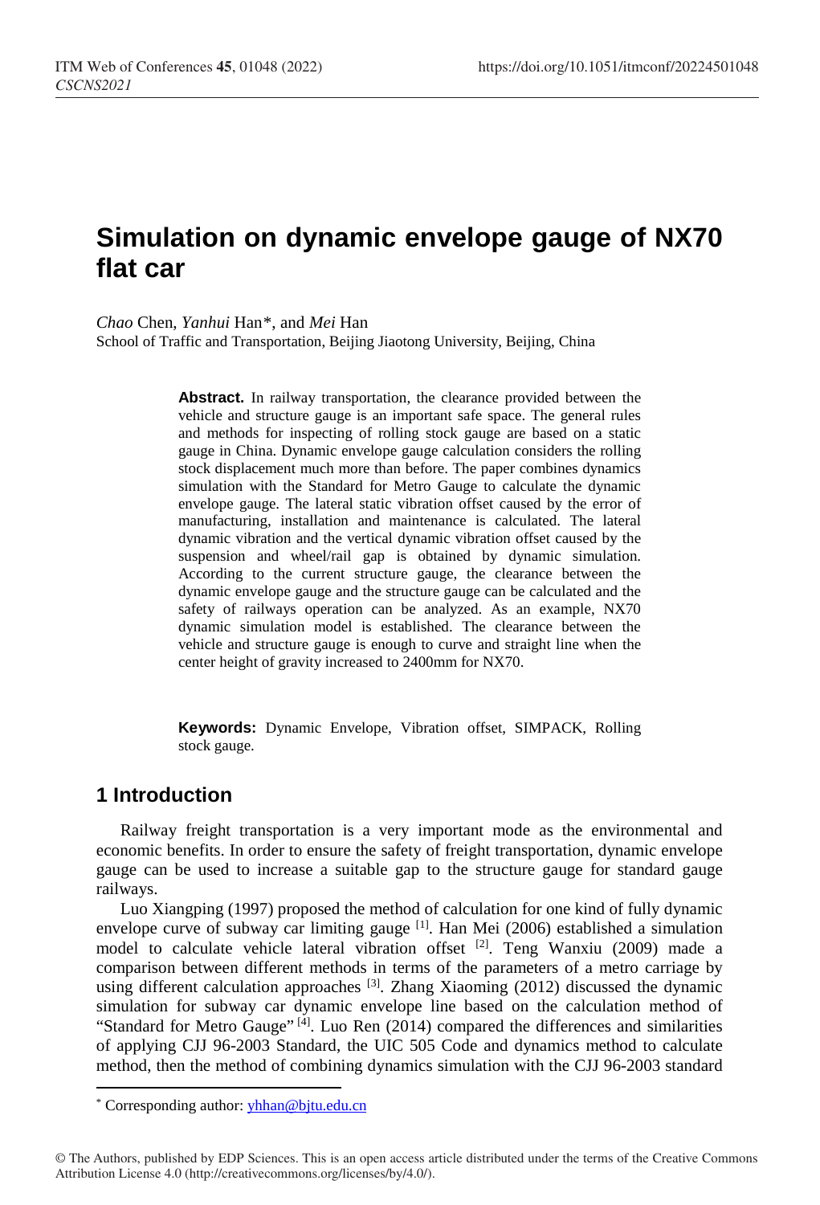# Simulation on dynamic envelope gauge of NX70 flat car

*Chao* Chen, *Yanhui* Han*, and *Mei* Han

School of Traffic and Transportation, Beijing Jiaotong University, Beijing, China

**Abstract.** In railway transportation, the clearance provided between the vehicle and structure gauge is an important safe space. The general rules and methods for inspecting of rolling stock gauge are based on a static gauge in China. Dynamic envelope gauge calculation considers the rolling stock displacement much more than before. The paper combines dynamics simulation with the Standard for Metro Gauge to calculate the dynamic envelope gauge. The lateral static vibration offset caused by the error of manufacturing, installation and maintenance is calculated. The lateral dynamic vibration and the vertical dynamic vibration offset caused by the suspension and wheel/rail gap is obtained by dynamic simulation. According to the current structure gauge, the clearance between the dynamic envelope gauge and the structure gauge can be calculated and the safety of railways operation can be analyzed. As an example, NX70 dynamic simulation model is established. The clearance between the vehicle and structure gauge is enough to curve and straight line when the center height of gravity increased to 2400mm for NX70.

**Keywords:** Dynamic Envelope, Vibration offset, SIMPACK, Rolling stock gauge.

## 1 Introduction

Railway freight transportation is a very important mode as the environmental and economic benefits. In order to ensure the safety of freight transportation, dynamic envelope gauge can be used to increase a suitable gap to the structure gauge for standard gauge railways.

Luo Xiangping (1997) proposed the method of calculation for one kind of fully dynamic envelope curve of subway car limiting gauge [1]. Han Mei (2006) established a simulation model to calculate vehicle lateral vibration offset [2]. Teng Wanxiu (2009) made a comparison between different methods in terms of the parameters of a metro carriage by using different calculation approaches [3]. Zhang Xiaoming (2012) discussed the dynamic simulation for subway car dynamic envelope line based on the calculation method of "Standard for Metro Gauge" [4]. Luo Ren (2014) compared the differences and similarities of applying CJJ 96-2003 Standard, the UIC 505 Code and dynamics method to calculate method, then the method of combining dynamics simulation with the CJJ 96-2003 standard

\* Corresponding author: yhhan@bjtu.edu.cn

© The Authors, published by EDP Sciences. This is an open access article distributed under the terms of the Creative Commons Attribution License 4.0 (http://creativecommons.org/licenses/by/4.0/).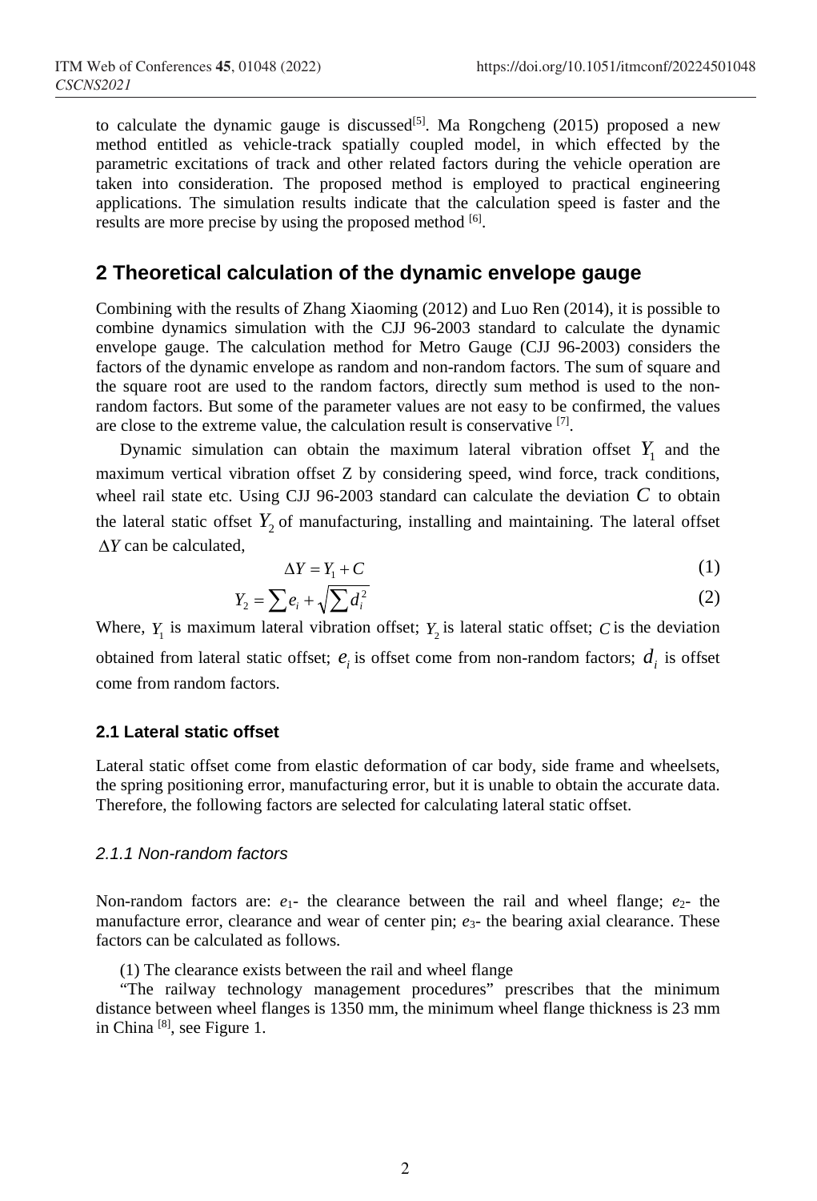to calculate the dynamic gauge is discussed[5]. Ma Rongcheng (2015) proposed a new method entitled as vehicle-track spatially coupled model, in which effected by the parametric excitations of track and other related factors during the vehicle operation are taken into consideration. The proposed method is employed to practical engineering applications. The simulation results indicate that the calculation speed is faster and the results are more precise by using the proposed method [6].

## 2 Theoretical calculation of the dynamic envelope gauge

Combining with the results of Zhang Xiaoming (2012) and Luo Ren (2014), it is possible to combine dynamics simulation with the CJJ 96-2003 standard to calculate the dynamic envelope gauge. The calculation method for Metro Gauge (CJJ 96-2003) considers the factors of the dynamic envelope as random and non-random factors. The sum of square and the square root are used to the random factors, directly sum method is used to the non-random factors. But some of the parameter values are not easy to be confirmed, the values are close to the extreme value, the calculation result is conservative [7].

Dynamic simulation can obtain the maximum lateral vibration offset $Y_1$ and the maximum vertical vibration offset Z by considering speed, wind force, track conditions, wheel rail state etc. Using CJJ 96-2003 standard can calculate the deviation $C$ to obtain the lateral static offset $Y_2$ of manufacturing, installing and maintaining. The lateral offset $\Delta Y$ can be calculated,

$$\Delta Y = Y_1 + C \tag{1}$$

$$Y_2 = \sum e_i + \sqrt{\sum d_i^2} \tag{2}$$

Where, $Y_1$ is maximum lateral vibration offset; $Y_2$ is lateral static offset; $C$ is the deviation obtained from lateral static offset; $e_i$ is offset come from non-random factors; $d_i$ is offset come from random factors.

### 2.1 Lateral static offset

Lateral static offset come from elastic deformation of car body, side frame and wheelsets, the spring positioning error, manufacturing error, but it is unable to obtain the accurate data. Therefore, the following factors are selected for calculating lateral static offset.

#### *2.1.1 Non-random factors*

Non-random factors are: $e_1$- the clearance between the rail and wheel flange; $e_2$- the manufacture error, clearance and wear of center pin; $e_3$- the bearing axial clearance. These factors can be calculated as follows.

(1) The clearance exists between the rail and wheel flange

"The railway technology management procedures" prescribes that the minimum distance between wheel flanges is 1350 mm, the minimum wheel flange thickness is 23 mm in China [8], see Figure 1.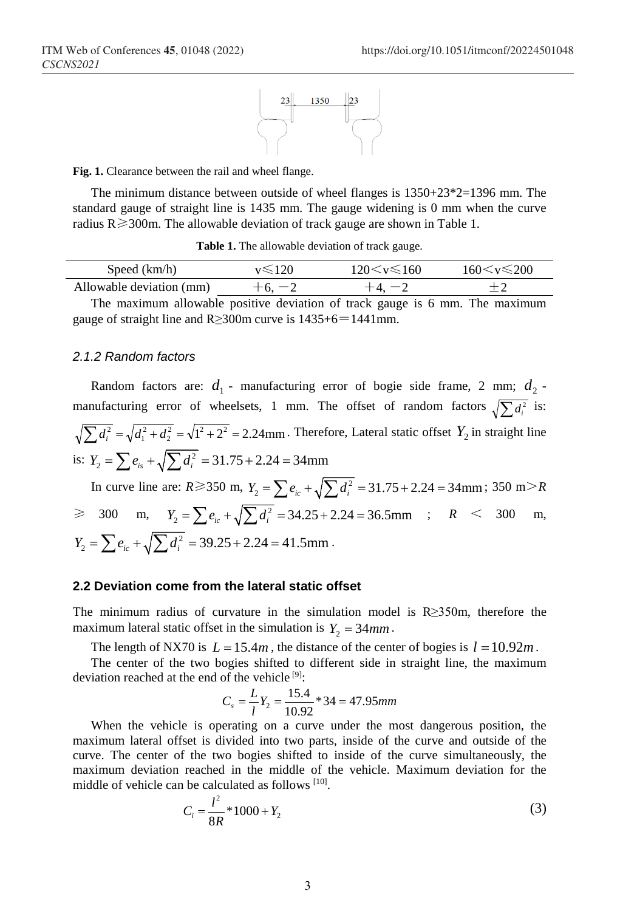**Fig. 1.** Clearance between the rail and wheel flange.

The minimum distance between outside of wheel flanges is 1350+23*2=1396 mm. The standard gauge of straight line is 1435 mm. The gauge widening is 0 mm when the curve radius R≥300m. The allowable deviation of track gauge are shown in Table 1.

**Table 1.** The allowable deviation of track gauge.

| Speed (km/h) | v≤120 | 120<v≤160 | 160<v≤200 |
|---|---|---|---|
| Allowable deviation (mm) | +6, −2 | +4, −2 | ±2 |

The maximum allowable positive deviation of track gauge is 6 mm. The maximum gauge of straight line and R≥300m curve is 1435+6＝1441mm.

### *2.1.2 Random factors*

Random factors are: $d_1$ - manufacturing error of bogie side frame, 2 mm; $d_2$ - manufacturing error of wheelsets, 1 mm. The offset of random factors $\sqrt{\sum d_i^2}$ is: $\sqrt{\sum d_i^2} = \sqrt{d_1^2 + d_2^2} = \sqrt{1^2 + 2^2} = 2.24\text{mm}$. Therefore, Lateral static offset $Y_2$ in straight line is: $Y_2 = \sum e_{is} + \sqrt{\sum d_i^2} = 31.75 + 2.24 = 34\text{mm}$

In curve line are: $R \geqslant 350$ m, $Y_2 = \sum e_{ic} + \sqrt{\sum d_i^2} = 31.75 + 2.24 = 34\text{mm}$; 350 m$>R \geqslant$ 300 m, $Y_2 = \sum e_{ic} + \sqrt{\sum d_i^2} = 34.25 + 2.24 = 36.5\text{mm}$; $R <$ 300 m, $Y_2 = \sum e_{ic} + \sqrt{\sum d_i^2} = 39.25 + 2.24 = 41.5\text{mm}$.

## **2.2 Deviation come from the lateral static offset**

The minimum radius of curvature in the simulation model is R≥350m, therefore the maximum lateral static offset in the simulation is $Y_2 = 34mm$.

The length of NX70 is $L = 15.4m$, the distance of the center of bogies is $l = 10.92m$.

The center of the two bogies shifted to different side in straight line, the maximum deviation reached at the end of the vehicle [9]:

$$C_s = \frac{L}{l} Y_2 = \frac{15.4}{10.92} * 34 = 47.95mm$$

When the vehicle is operating on a curve under the most dangerous position, the maximum lateral offset is divided into two parts, inside of the curve and outside of the curve. The center of the two bogies shifted to inside of the curve simultaneously, the maximum deviation reached in the middle of the vehicle. Maximum deviation for the middle of vehicle can be calculated as follows [10].

$$C_i = \frac{l^2}{8R} * 1000 + Y_2 \tag{3}$$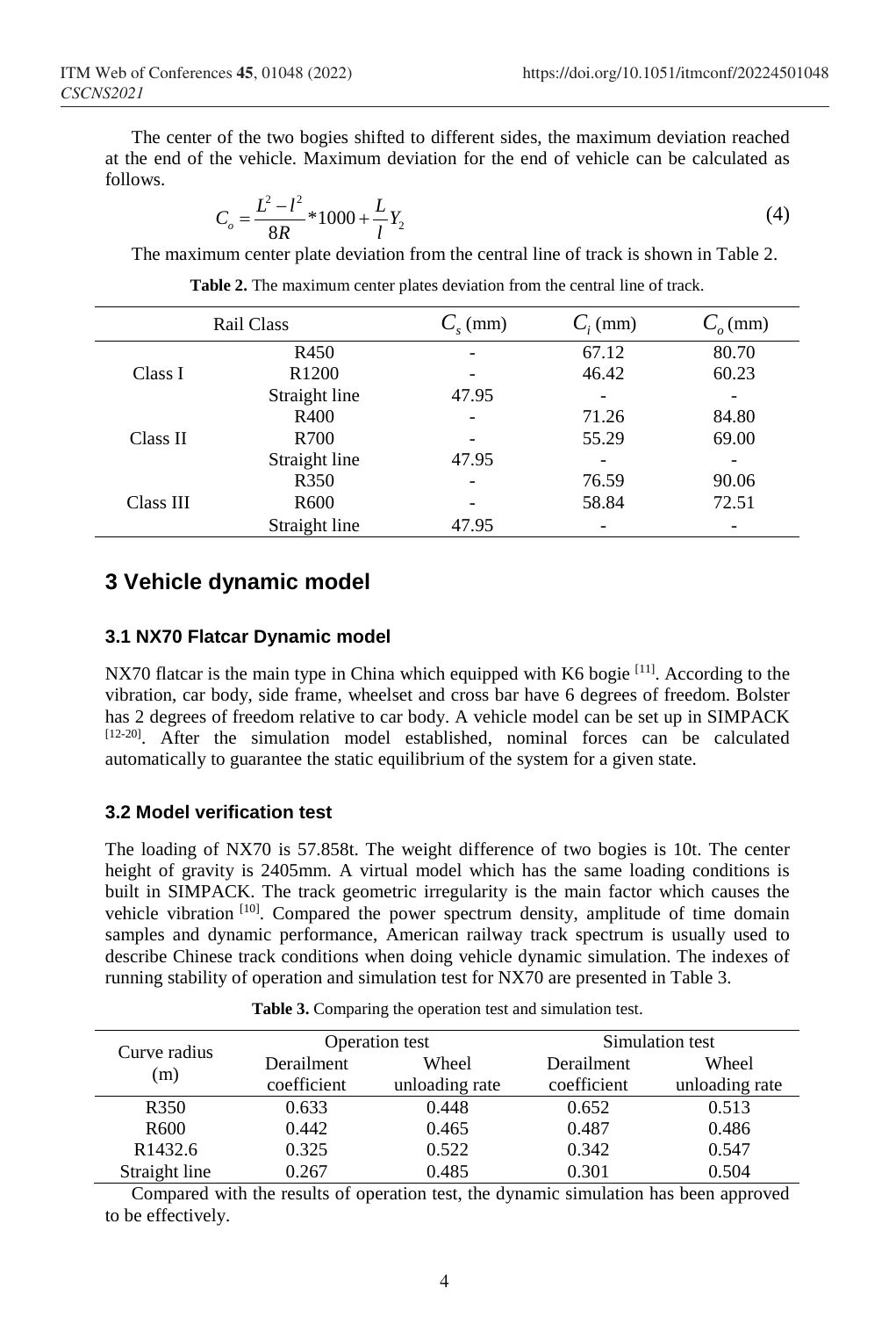The center of the two bogies shifted to different sides, the maximum deviation reached at the end of the vehicle. Maximum deviation for the end of vehicle can be calculated as follows.

$$C_o = \frac{L^2 - l^2}{8R} * 1000 + \frac{L}{l} Y_2 \tag{4}$$

The maximum center plate deviation from the central line of track is shown in Table 2.

**Table 2.** The maximum center plates deviation from the central line of track.

| Rail Class | | $C_s$ (mm) | $C_i$ (mm) | $C_o$ (mm) |
|---|---|---|---|---|
| Class I | R450 | - | 67.12 | 80.70 |
| | R1200 | - | 46.42 | 60.23 |
| | Straight line | 47.95 | - | - |
| Class II | R400 | - | 71.26 | 84.80 |
| | R700 | - | 55.29 | 69.00 |
| | Straight line | 47.95 | - | - |
| Class III | R350 | - | 76.59 | 90.06 |
| | R600 | - | 58.84 | 72.51 |
| | Straight line | 47.95 | - | - |

## 3 Vehicle dynamic model

### 3.1 NX70 Flatcar Dynamic model

NX70 flatcar is the main type in China which equipped with K6 bogie [11]. According to the vibration, car body, side frame, wheelset and cross bar have 6 degrees of freedom. Bolster has 2 degrees of freedom relative to car body. A vehicle model can be set up in SIMPACK [12-20]. After the simulation model established, nominal forces can be calculated automatically to guarantee the static equilibrium of the system for a given state.

### 3.2 Model verification test

The loading of NX70 is 57.858t. The weight difference of two bogies is 10t. The center height of gravity is 2405mm. A virtual model which has the same loading conditions is built in SIMPACK. The track geometric irregularity is the main factor which causes the vehicle vibration [10]. Compared the power spectrum density, amplitude of time domain samples and dynamic performance, American railway track spectrum is usually used to describe Chinese track conditions when doing vehicle dynamic simulation. The indexes of running stability of operation and simulation test for NX70 are presented in Table 3.

**Table 3.** Comparing the operation test and simulation test.

| Curve radius (m) | Operation test | | Simulation test | |
|---|---|---|---|---|
| | Derailment coefficient | Wheel unloading rate | Derailment coefficient | Wheel unloading rate |
| R350 | 0.633 | 0.448 | 0.652 | 0.513 |
| R600 | 0.442 | 0.465 | 0.487 | 0.486 |
| R1432.6 | 0.325 | 0.522 | 0.342 | 0.547 |
| Straight line | 0.267 | 0.485 | 0.301 | 0.504 |

Compared with the results of operation test, the dynamic simulation has been approved to be effectively.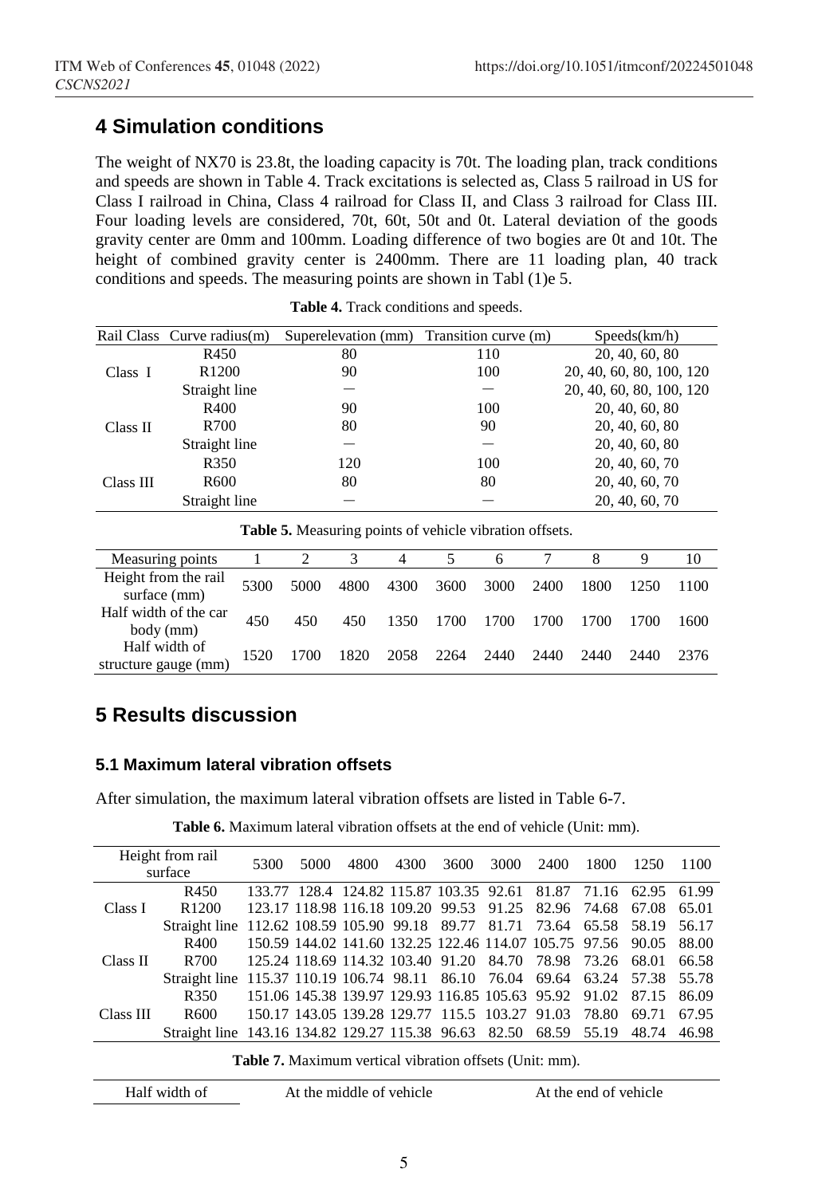## 4 Simulation conditions

The weight of NX70 is 23.8t, the loading capacity is 70t. The loading plan, track conditions and speeds are shown in Table 4. Track excitations is selected as, Class 5 railroad in US for Class I railroad in China, Class 4 railroad for Class II, and Class 3 railroad for Class III. Four loading levels are considered, 70t, 60t, 50t and 0t. Lateral deviation of the goods gravity center are 0mm and 100mm. Loading difference of two bogies are 0t and 10t. The height of combined gravity center is 2400mm. There are 11 loading plan, 40 track conditions and speeds. The measuring points are shown in Tabl (1)e 5.

**Table 4.** Track conditions and speeds.

| Rail Class | Curve radius(m) | Superelevation (mm) | Transition curve (m) | Speeds(km/h) |
|---|---|---|---|---|
| Class I | R450 | 80 | 110 | 20, 40, 60, 80 |
| | R1200 | 90 | 100 | 20, 40, 60, 80, 100, 120 |
| | Straight line | — | — | 20, 40, 60, 80, 100, 120 |
| Class II | R400 | 90 | 100 | 20, 40, 60, 80 |
| | R700 | 80 | 90 | 20, 40, 60, 80 |
| | Straight line | — | — | 20, 40, 60, 80 |
| Class III | R350 | 120 | 100 | 20, 40, 60, 70 |
| | R600 | 80 | 80 | 20, 40, 60, 70 |
| | Straight line | — | — | 20, 40, 60, 70 |

**Table 5.** Measuring points of vehicle vibration offsets.

| Measuring points | 1 | 2 | 3 | 4 | 5 | 6 | 7 | 8 | 9 | 10 |
|---|---|---|---|---|---|---|---|---|---|---|
| Height from the rail surface (mm) | 5300 | 5000 | 4800 | 4300 | 3600 | 3000 | 2400 | 1800 | 1250 | 1100 |
| Half width of the car body (mm) | 450 | 450 | 450 | 1350 | 1700 | 1700 | 1700 | 1700 | 1700 | 1600 |
| Half width of structure gauge (mm) | 1520 | 1700 | 1820 | 2058 | 2264 | 2440 | 2440 | 2440 | 2440 | 2376 |

## 5 Results discussion

### 5.1 Maximum lateral vibration offsets

After simulation, the maximum lateral vibration offsets are listed in Table 6-7.

**Table 6.** Maximum lateral vibration offsets at the end of vehicle (Unit: mm).

| Height from rail surface | | 5300 | 5000 | 4800 | 4300 | 3600 | 3000 | 2400 | 1800 | 1250 | 1100 |
|---|---|---|---|---|---|---|---|---|---|---|---|
| Class I | R450 | 133.77 | 128.4 | 124.82 | 115.87 | 103.35 | 92.61 | 81.87 | 71.16 | 62.95 | 61.99 |
| | R1200 | 123.17 | 118.98 | 116.18 | 109.20 | 99.53 | 91.25 | 82.96 | 74.68 | 67.08 | 65.01 |
| | Straight line | 112.62 | 108.59 | 105.90 | 99.18 | 89.77 | 81.71 | 73.64 | 65.58 | 58.19 | 56.17 |
| Class II | R400 | 150.59 | 144.02 | 141.60 | 132.25 | 122.46 | 114.07 | 105.75 | 97.56 | 90.05 | 88.00 |
| | R700 | 125.24 | 118.69 | 114.32 | 103.40 | 91.20 | 84.70 | 78.98 | 73.26 | 68.01 | 66.58 |
| | Straight line | 115.37 | 110.19 | 106.74 | 98.11 | 86.10 | 76.04 | 69.64 | 63.24 | 57.38 | 55.78 |
| Class III | R350 | 151.06 | 145.38 | 139.97 | 129.93 | 116.85 | 105.63 | 95.92 | 91.02 | 87.15 | 86.09 |
| | R600 | 150.17 | 143.05 | 139.28 | 129.77 | 115.5 | 103.27 | 91.03 | 78.80 | 69.71 | 67.95 |
| | Straight line | 143.16 | 134.82 | 129.27 | 115.38 | 96.63 | 82.50 | 68.59 | 55.19 | 48.74 | 46.98 |

**Table 7.** Maximum vertical vibration offsets (Unit: mm).

| Half width of | At the middle of vehicle | At the end of vehicle |
|---|---|---|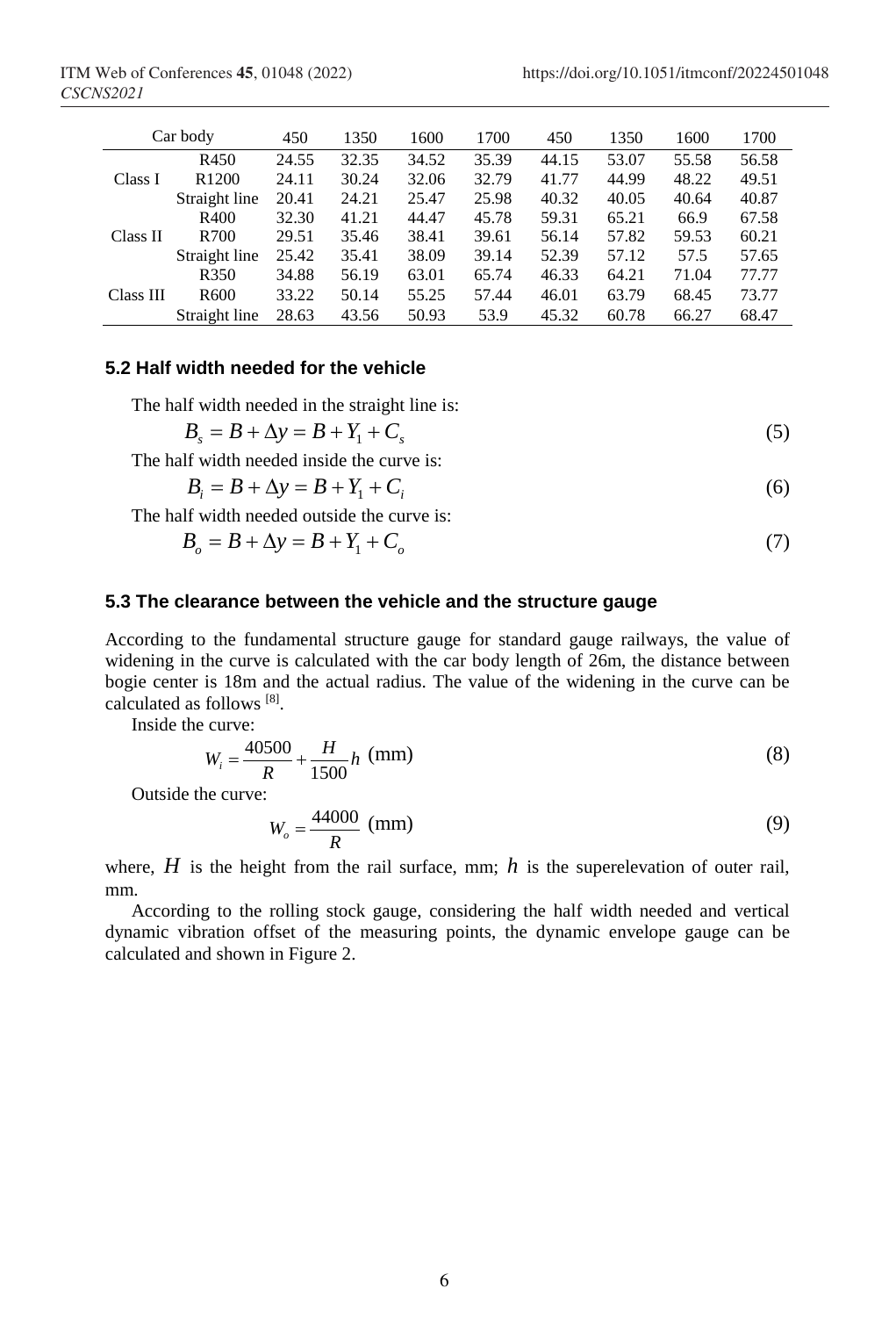| Car body | | 450 | 1350 | 1600 | 1700 | 450 | 1350 | 1600 | 1700 |
|---|---|---|---|---|---|---|---|---|---|
| Class I | R450 | 24.55 | 32.35 | 34.52 | 35.39 | 44.15 | 53.07 | 55.58 | 56.58 |
| | R1200 | 24.11 | 30.24 | 32.06 | 32.79 | 41.77 | 44.99 | 48.22 | 49.51 |
| | Straight line | 20.41 | 24.21 | 25.47 | 25.98 | 40.32 | 40.05 | 40.64 | 40.87 |
| Class II | R400 | 32.30 | 41.21 | 44.47 | 45.78 | 59.31 | 65.21 | 66.9 | 67.58 |
| | R700 | 29.51 | 35.46 | 38.41 | 39.61 | 56.14 | 57.82 | 59.53 | 60.21 |
| | Straight line | 25.42 | 35.41 | 38.09 | 39.14 | 52.39 | 57.12 | 57.5 | 57.65 |
| Class III | R350 | 34.88 | 56.19 | 63.01 | 65.74 | 46.33 | 64.21 | 71.04 | 77.77 |
| | R600 | 33.22 | 50.14 | 55.25 | 57.44 | 46.01 | 63.79 | 68.45 | 73.77 |
| | Straight line | 28.63 | 43.56 | 50.93 | 53.9 | 45.32 | 60.78 | 66.27 | 68.47 |

### 5.2 Half width needed for the vehicle

The half width needed in the straight line is:

$$B_s = B + \Delta y = B + Y_1 + C_s \tag{5}$$

The half width needed inside the curve is:

$$B_i = B + \Delta y = B + Y_1 + C_i \tag{6}$$

The half width needed outside the curve is:

$$B_o = B + \Delta y = B + Y_1 + C_o \tag{7}$$

### 5.3 The clearance between the vehicle and the structure gauge

According to the fundamental structure gauge for standard gauge railways, the value of widening in the curve is calculated with the car body length of 26m, the distance between bogie center is 18m and the actual radius. The value of the widening in the curve can be calculated as follows [8].

Inside the curve:

$$W_i = \frac{40500}{R} + \frac{H}{1500} h \text{ (mm)} \tag{8}$$

Outside the curve:

$$W_o = \frac{44000}{R} \text{ (mm)} \tag{9}$$

where, $H$ is the height from the rail surface, mm; $h$ is the superelevation of outer rail, mm.

According to the rolling stock gauge, considering the half width needed and vertical dynamic vibration offset of the measuring points, the dynamic envelope gauge can be calculated and shown in Figure 2.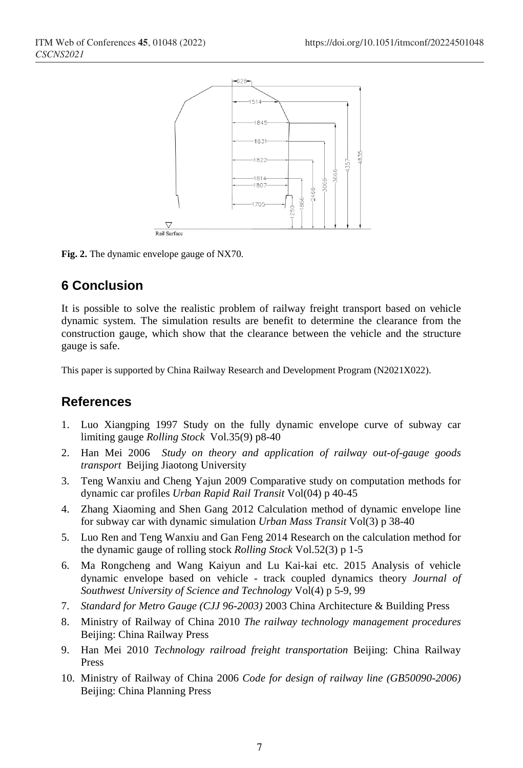**Fig. 2.** The dynamic envelope gauge of NX70.

## 6 Conclusion

It is possible to solve the realistic problem of railway freight transport based on vehicle dynamic system. The simulation results are benefit to determine the clearance from the construction gauge, which show that the clearance between the vehicle and the structure gauge is safe.

This paper is supported by China Railway Research and Development Program (N2021X022).

## References

1. Luo Xiangping 1997 Study on the fully dynamic envelope curve of subway car limiting gauge *Rolling Stock* Vol.35(9) p8-40
2. Han Mei 2006 *Study on theory and application of railway out-of-gauge goods transport* Beijing Jiaotong University
3. Teng Wanxiu and Cheng Yajun 2009 Comparative study on computation methods for dynamic car profiles *Urban Rapid Rail Transit* Vol(04) p 40-45
4. Zhang Xiaoming and Shen Gang 2012 Calculation method of dynamic envelope line for subway car with dynamic simulation *Urban Mass Transit* Vol(3) p 38-40
5. Luo Ren and Teng Wanxiu and Gan Feng 2014 Research on the calculation method for the dynamic gauge of rolling stock *Rolling Stock* Vol.52(3) p 1-5
6. Ma Rongcheng and Wang Kaiyun and Lu Kai-kai etc. 2015 Analysis of vehicle dynamic envelope based on vehicle - track coupled dynamics theory *Journal of Southwest University of Science and Technology* Vol(4) p 5-9, 99
7. *Standard for Metro Gauge (CJJ 96-2003)* 2003 China Architecture & Building Press
8. Ministry of Railway of China 2010 *The railway technology management procedures* Beijing: China Railway Press
9. Han Mei 2010 *Technology railroad freight transportation* Beijing: China Railway Press
10. Ministry of Railway of China 2006 *Code for design of railway line (GB50090-2006)* Beijing: China Planning Press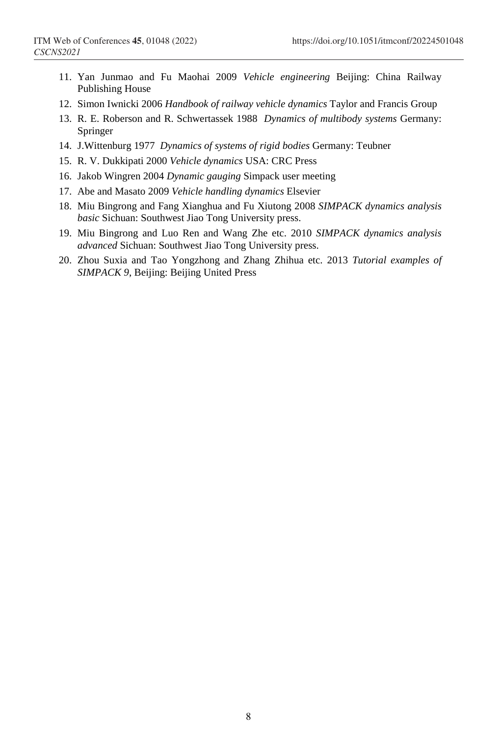11. Yan Junmao and Fu Maohai 2009 *Vehicle engineering* Beijing: China Railway Publishing House
12. Simon Iwnicki 2006 *Handbook of railway vehicle dynamics* Taylor and Francis Group
13. R. E. Roberson and R. Schwertassek 1988 *Dynamics of multibody systems* Germany: Springer
14. J.Wittenburg 1977 *Dynamics of systems of rigid bodies* Germany: Teubner
15. R. V. Dukkipati 2000 *Vehicle dynamics* USA: CRC Press
16. Jakob Wingren 2004 *Dynamic gauging* Simpack user meeting
17. Abe and Masato 2009 *Vehicle handling dynamics* Elsevier
18. Miu Bingrong and Fang Xianghua and Fu Xiutong 2008 *SIMPACK dynamics analysis basic* Sichuan: Southwest Jiao Tong University press.
19. Miu Bingrong and Luo Ren and Wang Zhe etc. 2010 *SIMPACK dynamics analysis advanced* Sichuan: Southwest Jiao Tong University press.
20. Zhou Suxia and Tao Yongzhong and Zhang Zhihua etc. 2013 *Tutorial examples of SIMPACK 9*, Beijing: Beijing United Press